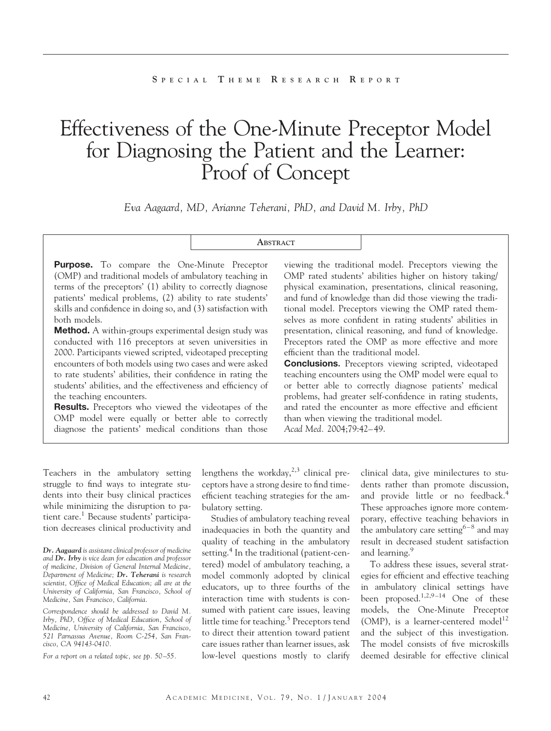SPECIAL THEME RESEARCH REPORT

# Effectiveness of the One-Minute Preceptor Model for Diagnosing the Patient and the Learner: Proof of Concept

*Eva Aagaard, MD, Arianne Teherani, PhD, and David M. Irby, PhD*

## ABSTRACT

**Purpose.** To compare the One-Minute Preceptor (OMP) and traditional models of ambulatory teaching in terms of the preceptors' (1) ability to correctly diagnose patients' medical problems, (2) ability to rate students' skills and confidence in doing so, and (3) satisfaction with both models.

**Method.** A within-groups experimental design study was conducted with 116 preceptors at seven universities in 2000. Participants viewed scripted, videotaped precepting encounters of both models using two cases and were asked to rate students' abilities, their confidence in rating the students' abilities, and the effectiveness and efficiency of the teaching encounters.

**Results.** Preceptors who viewed the videotapes of the OMP model were equally or better able to correctly diagnose the patients' medical conditions than those viewing the traditional model. Preceptors viewing the OMP rated students' abilities higher on history taking/physical examination, presentations, clinical reasoning, and fund of knowledge than did those viewing the traditional model. Preceptors viewing the OMP rated themselves as more confident in rating students' abilities in presentation, clinical reasoning, and fund of knowledge. Preceptors rated the OMP as more effective and more efficient than the traditional model.

**Conclusions.** Preceptors viewing scripted, videotaped teaching encounters using the OMP model were equal to or better able to correctly diagnose patients' medical problems, had greater self-confidence in rating students, and rated the encounter as more effective and efficient than when viewing the traditional model.

*Acad Med.* 2004;79:42–49.

Teachers in the ambulatory setting struggle to find ways to integrate students into their busy clinical practices while minimizing the disruption to patient care.[1] Because students' participation decreases clinical productivity and lengthens the workday,[2,3] clinical preceptors have a strong desire to find time-efficient teaching strategies for the ambulatory setting.

Studies of ambulatory teaching reveal inadequacies in both the quantity and quality of teaching in the ambulatory setting.[4] In the traditional (patient-centered) model of ambulatory teaching, a model commonly adopted by clinical educators, up to three fourths of the interaction time with students is consumed with patient care issues, leaving little time for teaching.[5] Preceptors tend to direct their attention toward patient care issues rather than learner issues, ask low-level questions mostly to clarify clinical data, give minilectures to students rather than promote discussion, and provide little or no feedback.[4] These approaches ignore more contemporary, effective teaching behaviors in the ambulatory care setting[6–8] and may result in decreased student satisfaction and learning.[9]

To address these issues, several strategies for efficient and effective teaching in ambulatory clinical settings have been proposed.[1,2,9–14] One of these models, the One-Minute Preceptor (OMP), is a learner-centered model[12] and the subject of this investigation. The model consists of five microskills deemed desirable for effective clinical

*Dr. Aagaard is assistant clinical professor of medicine and Dr. Irby is vice dean for education and professor of medicine, Division of General Internal Medicine, Department of Medicine; Dr. Teherani is research scientist, Office of Medical Education; all are at the University of California, San Francisco, School of Medicine, San Francisco, California.*

*Correspondence should be addressed to David M. Irby, PhD, Office of Medical Education, School of Medicine, University of California, San Francisco, 521 Parnassus Avenue, Room C-254, San Francisco, CA 94143-0410.*

*For a report on a related topic, see pp. 50–55.*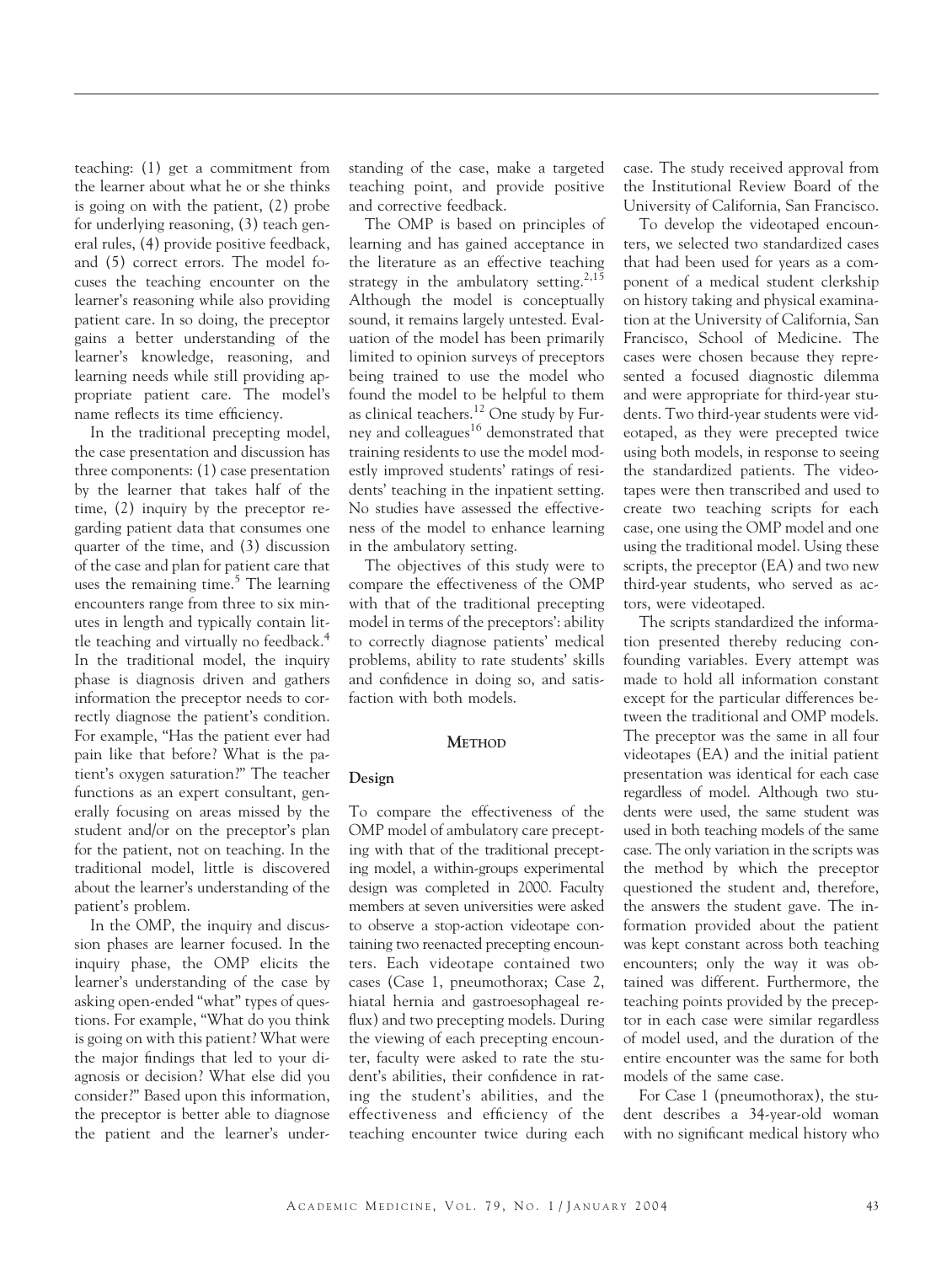teaching: (1) get a commitment from the learner about what he or she thinks is going on with the patient, (2) probe for underlying reasoning, (3) teach general rules, (4) provide positive feedback, and (5) correct errors. The model focuses the teaching encounter on the learner's reasoning while also providing patient care. In so doing, the preceptor gains a better understanding of the learner's knowledge, reasoning, and learning needs while still providing appropriate patient care. The model's name reflects its time efficiency.

In the traditional precepting model, the case presentation and discussion has three components: (1) case presentation by the learner that takes half of the time, (2) inquiry by the preceptor regarding patient data that consumes one quarter of the time, and (3) discussion of the case and plan for patient care that uses the remaining time.[5] The learning encounters range from three to six minutes in length and typically contain little teaching and virtually no feedback.[4] In the traditional model, the inquiry phase is diagnosis driven and gathers information the preceptor needs to correctly diagnose the patient's condition. For example, "Has the patient ever had pain like that before? What is the patient's oxygen saturation?" The teacher functions as an expert consultant, generally focusing on areas missed by the student and/or on the preceptor's plan for the patient, not on teaching. In the traditional model, little is discovered about the learner's understanding of the patient's problem.

In the OMP, the inquiry and discussion phases are learner focused. In the inquiry phase, the OMP elicits the learner's understanding of the case by asking open-ended "what" types of questions. For example, "What do you think is going on with this patient? What were the major findings that led to your diagnosis or decision? What else did you consider?" Based upon this information, the preceptor is better able to diagnose the patient and the learner's understanding of the case, make a targeted teaching point, and provide positive and corrective feedback.

The OMP is based on principles of learning and has gained acceptance in the literature as an effective teaching strategy in the ambulatory setting.[2,15] Although the model is conceptually sound, it remains largely untested. Evaluation of the model has been primarily limited to opinion surveys of preceptors being trained to use the model who found the model to be helpful to them as clinical teachers.[12] One study by Furney and colleagues[16] demonstrated that training residents to use the model modestly improved students' ratings of residents' teaching in the inpatient setting. No studies have assessed the effectiveness of the model to enhance learning in the ambulatory setting.

The objectives of this study were to compare the effectiveness of the OMP with that of the traditional precepting model in terms of the preceptors': ability to correctly diagnose patients' medical problems, ability to rate students' skills and confidence in doing so, and satisfaction with both models.

## METHOD

### Design

To compare the effectiveness of the OMP model of ambulatory care precepting with that of the traditional precepting model, a within-groups experimental design was completed in 2000. Faculty members at seven universities were asked to observe a stop-action videotape containing two reenacted precepting encounters. Each videotape contained two cases (Case 1, pneumothorax; Case 2, hiatal hernia and gastroesophageal reflux) and two precepting models. During the viewing of each precepting encounter, faculty were asked to rate the student's abilities, their confidence in rating the student's abilities, and the effectiveness and efficiency of the teaching encounter twice during each case. The study received approval from the Institutional Review Board of the University of California, San Francisco.

To develop the videotaped encounters, we selected two standardized cases that had been used for years as a component of a medical student clerkship on history taking and physical examination at the University of California, San Francisco, School of Medicine. The cases were chosen because they represented a focused diagnostic dilemma and were appropriate for third-year students. Two third-year students were videotaped, as they were precepted twice using both models, in response to seeing the standardized patients. The videotapes were then transcribed and used to create two teaching scripts for each case, one using the OMP model and one using the traditional model. Using these scripts, the preceptor (EA) and two new third-year students, who served as actors, were videotaped.

The scripts standardized the information presented thereby reducing confounding variables. Every attempt was made to hold all information constant except for the particular differences between the traditional and OMP models. The preceptor was the same in all four videotapes (EA) and the initial patient presentation was identical for each case regardless of model. Although two students were used, the same student was used in both teaching models of the same case. The only variation in the scripts was the method by which the preceptor questioned the student and, therefore, the answers the student gave. The information provided about the patient was kept constant across both teaching encounters; only the way it was obtained was different. Furthermore, the teaching points provided by the preceptor in each case were similar regardless of model used, and the duration of the entire encounter was the same for both models of the same case.

For Case 1 (pneumothorax), the student describes a 34-year-old woman with no significant medical history who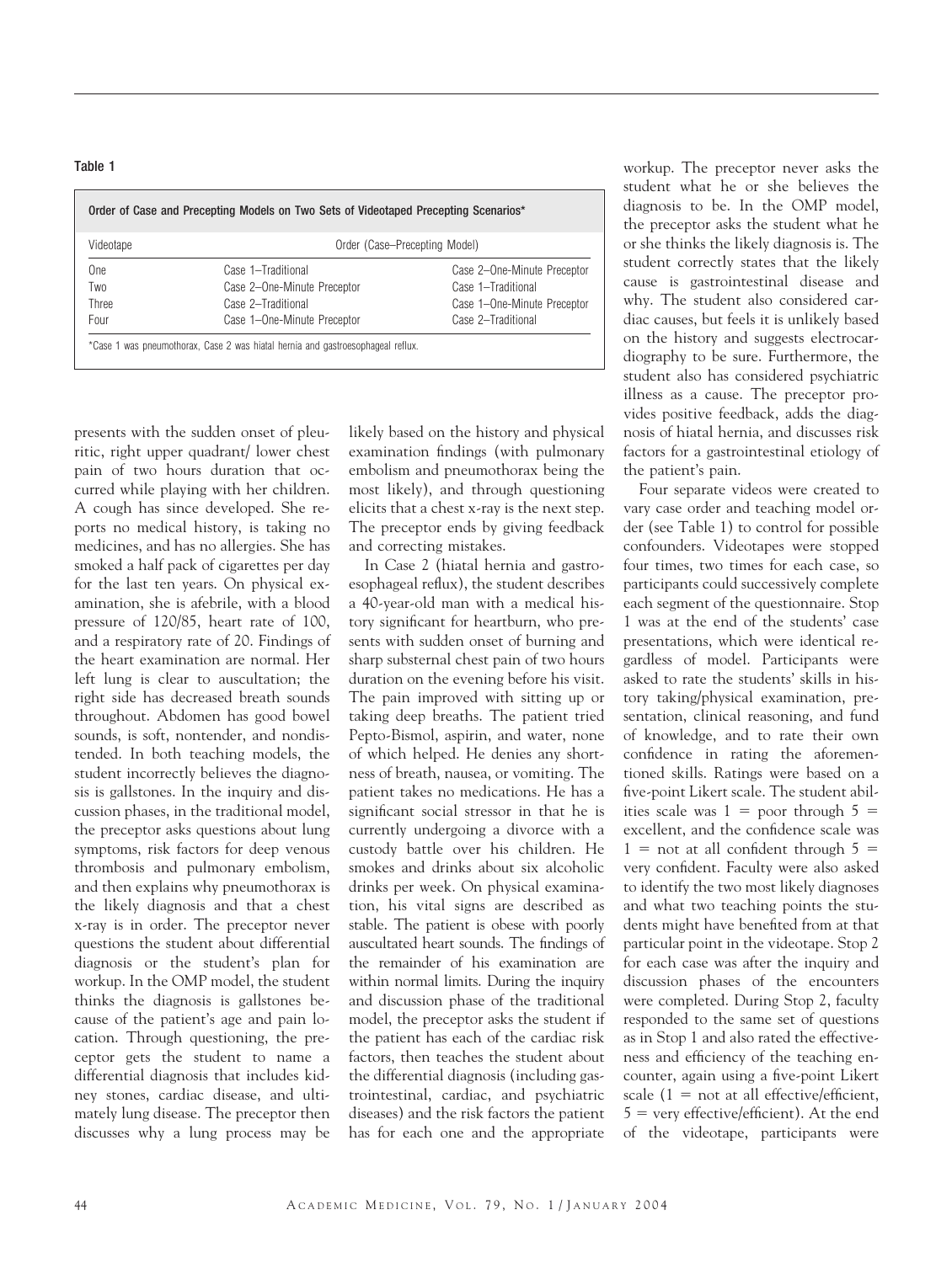**Table 1**

**Order of Case and Precepting Models on Two Sets of Videotaped Precepting Scenarios***

| Videotape | Order (Case–Precepting Model) | |
|---|---|---|
| One | Case 1–Traditional | Case 2–One-Minute Preceptor |
| Two | Case 2–One-Minute Preceptor | Case 1–Traditional |
| Three | Case 2–Traditional | Case 1–One-Minute Preceptor |
| Four | Case 1–One-Minute Preceptor | Case 2–Traditional |

*Case 1 was pneumothorax, Case 2 was hiatal hernia and gastroesophageal reflux.

presents with the sudden onset of pleuritic, right upper quadrant/ lower chest pain of two hours duration that occurred while playing with her children. A cough has since developed. She reports no medical history, is taking no medicines, and has no allergies. She has smoked a half pack of cigarettes per day for the last ten years. On physical examination, she is afebrile, with a blood pressure of 120/85, heart rate of 100, and a respiratory rate of 20. Findings of the heart examination are normal. Her left lung is clear to auscultation; the right side has decreased breath sounds throughout. Abdomen has good bowel sounds, is soft, nontender, and nondistended. In both teaching models, the student incorrectly believes the diagnosis is gallstones. In the inquiry and discussion phases, in the traditional model, the preceptor asks questions about lung symptoms, risk factors for deep venous thrombosis and pulmonary embolism, and then explains why pneumothorax is the likely diagnosis and that a chest x-ray is in order. The preceptor never questions the student about differential diagnosis or the student's plan for workup. In the OMP model, the student thinks the diagnosis is gallstones because of the patient's age and pain location. Through questioning, the preceptor gets the student to name a differential diagnosis that includes kidney stones, cardiac disease, and ultimately lung disease. The preceptor then discusses why a lung process may be likely based on the history and physical examination findings (with pulmonary embolism and pneumothorax being the most likely), and through questioning elicits that a chest x-ray is the next step. The preceptor ends by giving feedback and correcting mistakes.

In Case 2 (hiatal hernia and gastroesophageal reflux), the student describes a 40-year-old man with a medical history significant for heartburn, who presents with sudden onset of burning and sharp substernal chest pain of two hours duration on the evening before his visit. The pain improved with sitting up or taking deep breaths. The patient tried Pepto-Bismol, aspirin, and water, none of which helped. He denies any shortness of breath, nausea, or vomiting. The patient takes no medications. He has a significant social stressor in that he is currently undergoing a divorce with a custody battle over his children. He smokes and drinks about six alcoholic drinks per week. On physical examination, his vital signs are described as stable. The patient is obese with poorly auscultated heart sounds. The findings of the remainder of his examination are within normal limits. During the inquiry and discussion phase of the traditional model, the preceptor asks the student if the patient has each of the cardiac risk factors, then teaches the student about the differential diagnosis (including gastrointestinal, cardiac, and psychiatric diseases) and the risk factors the patient has for each one and the appropriate workup. The preceptor never asks the student what he or she believes the diagnosis to be. In the OMP model, the preceptor asks the student what he or she thinks the likely diagnosis is. The student correctly states that the likely cause is gastrointestinal disease and why. The student also considered cardiac causes, but feels it is unlikely based on the history and suggests electrocardiography to be sure. Furthermore, the student also has considered psychiatric illness as a cause. The preceptor provides positive feedback, adds the diagnosis of hiatal hernia, and discusses risk factors for a gastrointestinal etiology of the patient's pain.

Four separate videos were created to vary case order and teaching model order (see Table 1) to control for possible confounders. Videotapes were stopped four times, two times for each case, so participants could successively complete each segment of the questionnaire. Stop 1 was at the end of the students' case presentations, which were identical regardless of model. Participants were asked to rate the students' skills in history taking/physical examination, presentation, clinical reasoning, and fund of knowledge, and to rate their own confidence in rating the aforementioned skills. Ratings were based on a five-point Likert scale. The student abilities scale was 1 = poor through 5 = excellent, and the confidence scale was 1 = not at all confident through 5 = very confident. Faculty were also asked to identify the two most likely diagnoses and what two teaching points the students might have benefited from at that particular point in the videotape. Stop 2 for each case was after the inquiry and discussion phases of the encounters were completed. During Stop 2, faculty responded to the same set of questions as in Stop 1 and also rated the effectiveness and efficiency of the teaching encounter, again using a five-point Likert scale (1 = not at all effective/efficient, 5 = very effective/efficient). At the end of the videotape, participants were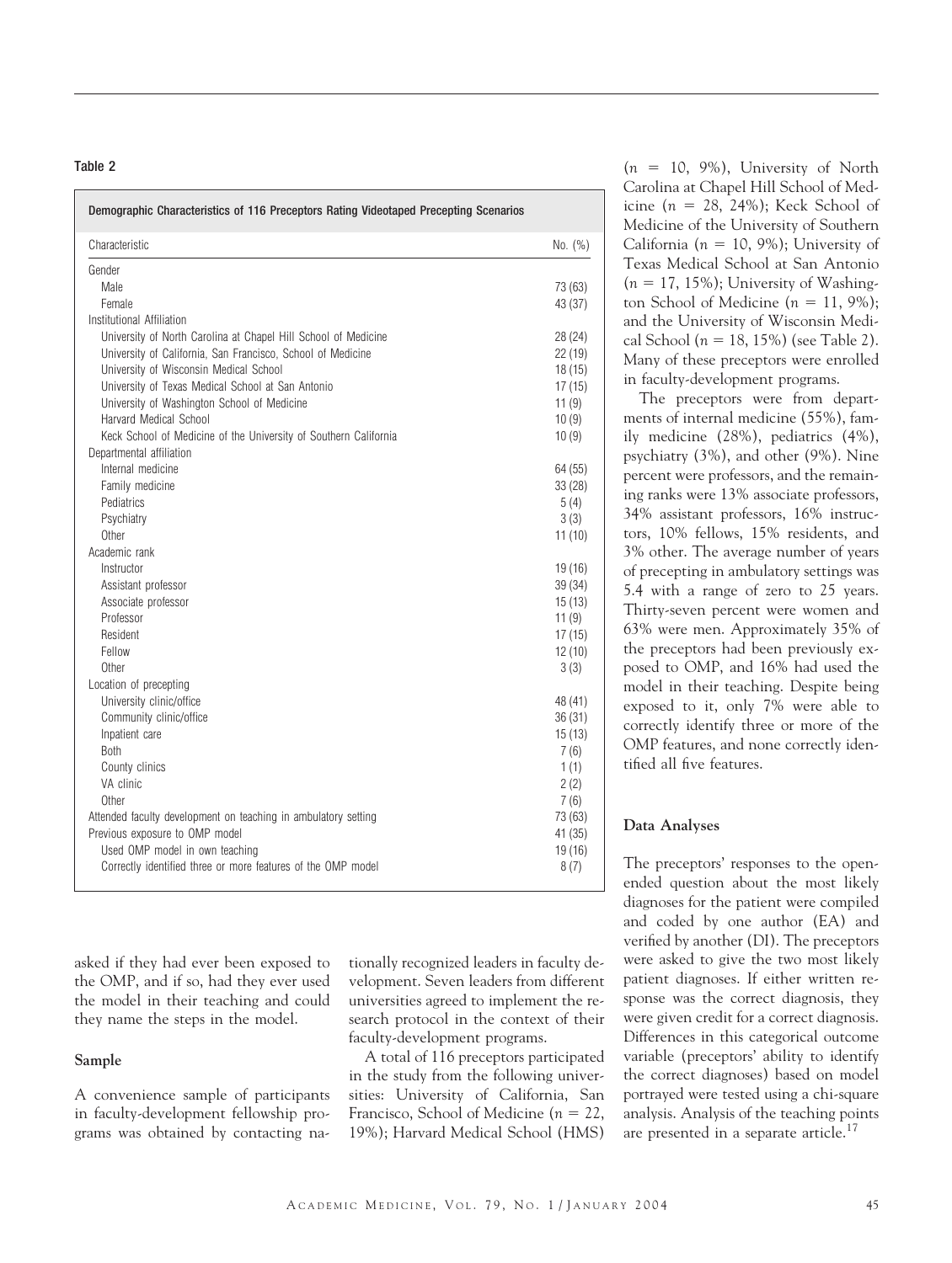**Table 2**

**Demographic Characteristics of 116 Preceptors Rating Videotaped Precepting Scenarios**

| Characteristic | No. (%) |
|---|---|
| Gender | |
| Male | 73 (63) |
| Female | 43 (37) |
| Institutional Affiliation | |
| University of North Carolina at Chapel Hill School of Medicine | 28 (24) |
| University of California, San Francisco, School of Medicine | 22 (19) |
| University of Wisconsin Medical School | 18 (15) |
| University of Texas Medical School at San Antonio | 17 (15) |
| University of Washington School of Medicine | 11 (9) |
| Harvard Medical School | 10 (9) |
| Keck School of Medicine of the University of Southern California | 10 (9) |
| Departmental affiliation | |
| Internal medicine | 64 (55) |
| Family medicine | 33 (28) |
| Pediatrics | 5 (4) |
| Psychiatry | 3 (3) |
| Other | 11 (10) |
| Academic rank | |
| Instructor | 19 (16) |
| Assistant professor | 39 (34) |
| Associate professor | 15 (13) |
| Professor | 11 (9) |
| Resident | 17 (15) |
| Fellow | 12 (10) |
| Other | 3 (3) |
| Location of precepting | |
| University clinic/office | 48 (41) |
| Community clinic/office | 36 (31) |
| Inpatient care | 15 (13) |
| Both | 7 (6) |
| County clinics | 1 (1) |
| VA clinic | 2 (2) |
| Other | 7 (6) |
| Attended faculty development on teaching in ambulatory setting | 73 (63) |
| Previous exposure to OMP model | 41 (35) |
| Used OMP model in own teaching | 19 (16) |
| Correctly identified three or more features of the OMP model | 8 (7) |

asked if they had ever been exposed to the OMP, and if so, had they ever used the model in their teaching and could they name the steps in the model.

### Sample

A convenience sample of participants in faculty-development fellowship programs was obtained by contacting nationally recognized leaders in faculty development. Seven leaders from different universities agreed to implement the research protocol in the context of their faculty-development programs.

A total of 116 preceptors participated in the study from the following universities: University of California, San Francisco, School of Medicine ($n$ = 22, 19%); Harvard Medical School (HMS) ($n$ = 10, 9%), University of North Carolina at Chapel Hill School of Medicine ($n$ = 28, 24%); Keck School of Medicine of the University of Southern California ($n$ = 10, 9%); University of Texas Medical School at San Antonio ($n$ = 17, 15%); University of Washington School of Medicine ($n$ = 11, 9%); and the University of Wisconsin Medical School ($n$ = 18, 15%) (see Table 2). Many of these preceptors were enrolled in faculty-development programs.

The preceptors were from departments of internal medicine (55%), family medicine (28%), pediatrics (4%), psychiatry (3%), and other (9%). Nine percent were professors, and the remaining ranks were 13% associate professors, 34% assistant professors, 16% instructors, 10% fellows, 15% residents, and 3% other. The average number of years of precepting in ambulatory settings was 5.4 with a range of zero to 25 years. Thirty-seven percent were women and 63% were men. Approximately 35% of the preceptors had been previously exposed to OMP, and 16% had used the model in their teaching. Despite being exposed to it, only 7% were able to correctly identify three or more of the OMP features, and none correctly identified all five features.

### Data Analyses

The preceptors' responses to the open-ended question about the most likely diagnoses for the patient were compiled and coded by one author (EA) and verified by another (DI). The preceptors were asked to give the two most likely patient diagnoses. If either written response was the correct diagnosis, they were given credit for a correct diagnosis. Differences in this categorical outcome variable (preceptors' ability to identify the correct diagnoses) based on model portrayed were tested using a chi-square analysis. Analysis of the teaching points are presented in a separate article.[17]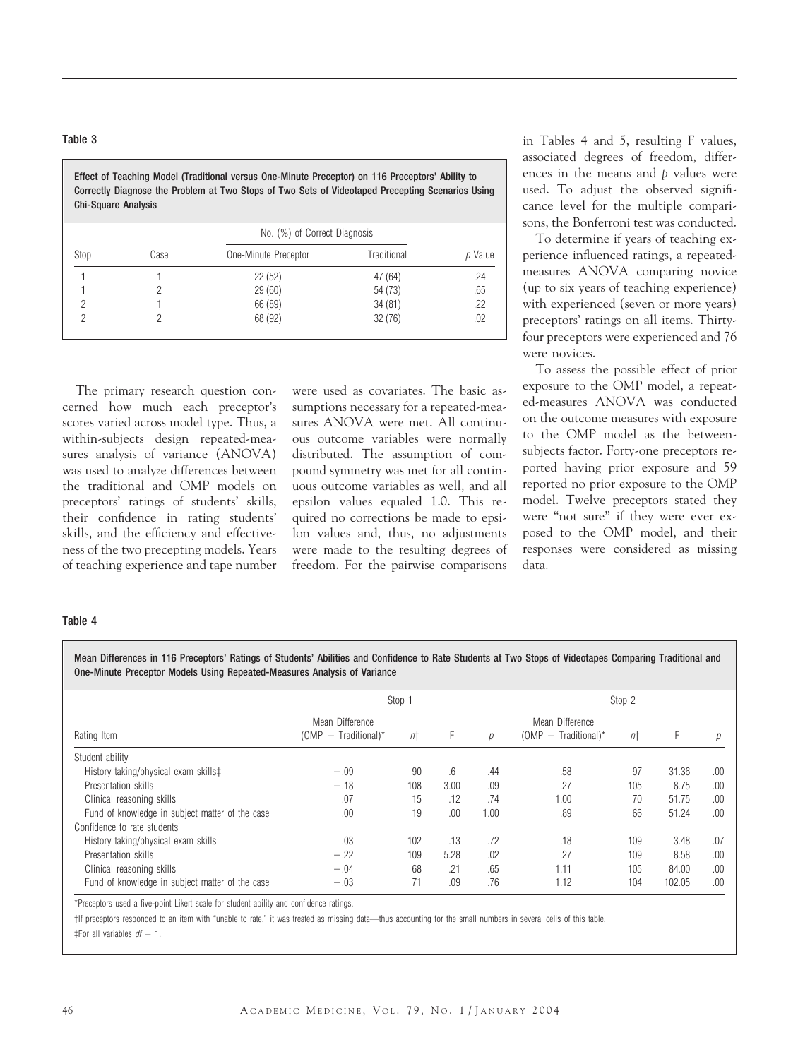**Table 3**

**Effect of Teaching Model (Traditional versus One-Minute Preceptor) on 116 Preceptors' Ability to Correctly Diagnose the Problem at Two Stops of Two Sets of Videotaped Precepting Scenarios Using Chi-Square Analysis**

| Stop | Case | No. (%) of Correct Diagnosis | | *p* Value |
|---|---|---|---|---|
| | | One-Minute Preceptor | Traditional | |
| 1 | 1 | 22 (52) | 47 (64) | .24 |
| 1 | 2 | 29 (60) | 54 (73) | .65 |
| 2 | 1 | 66 (89) | 34 (81) | .22 |
| 2 | 2 | 68 (92) | 32 (76) | .02 |

The primary research question concerned how much each preceptor's scores varied across model type. Thus, a within-subjects design repeated-measures analysis of variance (ANOVA) was used to analyze differences between the traditional and OMP models on preceptors' ratings of students' skills, their confidence in rating students' skills, and the efficiency and effectiveness of the two precepting models. Years of teaching experience and tape number were used as covariates. The basic assumptions necessary for a repeated-measures ANOVA were met. All continuous outcome variables were normally distributed. The assumption of compound symmetry was met for all continuous outcome variables as well, and all epsilon values equaled 1.0. This required no corrections be made to epsilon values and, thus, no adjustments were made to the resulting degrees of freedom. For the pairwise comparisons in Tables 4 and 5, resulting F values, associated degrees of freedom, differences in the means and *p* values were used. To adjust the observed significance level for the multiple comparisons, the Bonferroni test was conducted.

To determine if years of teaching experience influenced ratings, a repeated-measures ANOVA comparing novice (up to six years of teaching experience) with experienced (seven or more years) preceptors' ratings on all items. Thirty-four preceptors were experienced and 76 were novices.

To assess the possible effect of prior exposure to the OMP model, a repeated-measures ANOVA was conducted on the outcome measures with exposure to the OMP model as the between-subjects factor. Forty-one preceptors reported having prior exposure and 59 reported no prior exposure to the OMP model. Twelve preceptors stated they were "not sure" if they were ever exposed to the OMP model, and their responses were considered as missing data.

**Table 4**

**Mean Differences in 116 Preceptors' Ratings of Students' Abilities and Confidence to Rate Students at Two Stops of Videotapes Comparing Traditional and One-Minute Preceptor Models Using Repeated-Measures Analysis of Variance**

| Rating Item | Stop 1 | | | | Stop 2 | | | |
|---|---|---|---|---|---|---|---|---|
| | Mean Difference (OMP − Traditional)* | *n*† | F | *p* | Mean Difference (OMP − Traditional)* | *n*† | F | *p* |
| Student ability | | | | | | | | |
| History taking/physical exam skills‡ | −.09 | 90 | .6 | .44 | .58 | 97 | 31.36 | .00 |
| Presentation skills | −.18 | 108 | 3.00 | .09 | .27 | 105 | 8.75 | .00 |
| Clinical reasoning skills | .07 | 15 | .12 | .74 | 1.00 | 70 | 51.75 | .00 |
| Fund of knowledge in subject matter of the case | .00 | 19 | .00 | 1.00 | .89 | 66 | 51.24 | .00 |
| Confidence to rate students' | | | | | | | | |
| History taking/physical exam skills | .03 | 102 | .13 | .72 | .18 | 109 | 3.48 | .07 |
| Presentation skills | −.22 | 109 | 5.28 | .02 | .27 | 109 | 8.58 | .00 |
| Clinical reasoning skills | −.04 | 68 | .21 | .65 | 1.11 | 105 | 84.00 | .00 |
| Fund of knowledge in subject matter of the case | −.03 | 71 | .09 | .76 | 1.12 | 104 | 102.05 | .00 |

*Preceptors used a five-point Likert scale for student ability and confidence ratings.

†If preceptors responded to an item with "unable to rate," it was treated as missing data—thus accounting for the small numbers in several cells of this table.

‡For all variables $df = 1$.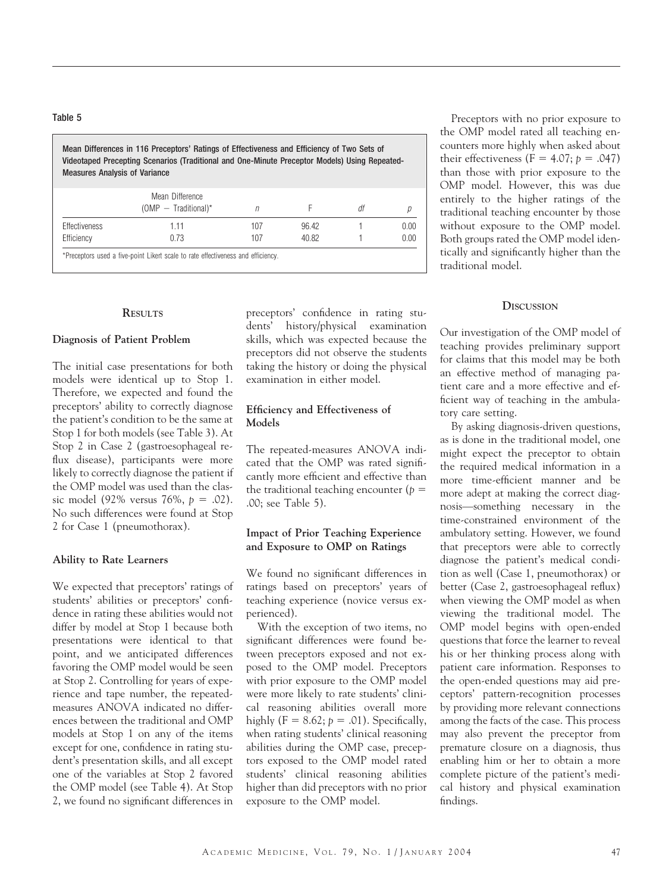Table 5

Mean Differences in 116 Preceptors' Ratings of Effectiveness and Efficiency of Two Sets of Videotaped Precepting Scenarios (Traditional and One-Minute Preceptor Models) Using Repeated-Measures Analysis of Variance

| | Mean Difference (OMP − Traditional)* | $n$ | F | $df$ | $p$ |
|---|---|---|---|---|---|
| Effectiveness | 1.11 | 107 | 96.42 | 1 | 0.00 |
| Efficiency | 0.73 | 107 | 40.82 | 1 | 0.00 |

*Preceptors used a five-point Likert scale to rate effectiveness and efficiency.

## Results

### Diagnosis of Patient Problem

The initial case presentations for both models were identical up to Stop 1. Therefore, we expected and found the preceptors' ability to correctly diagnose the patient's condition to be the same at Stop 1 for both models (see Table 3). At Stop 2 in Case 2 (gastroesophageal reflux disease), participants were more likely to correctly diagnose the patient if the OMP model was used than the classic model (92% versus 76%, $p = .02$). No such differences were found at Stop 2 for Case 1 (pneumothorax).

### Ability to Rate Learners

We expected that preceptors' ratings of students' abilities or preceptors' confidence in rating these abilities would not differ by model at Stop 1 because both presentations were identical to that point, and we anticipated differences favoring the OMP model would be seen at Stop 2. Controlling for years of experience and tape number, the repeated-measures ANOVA indicated no differences between the traditional and OMP models at Stop 1 on any of the items except for one, confidence in rating student's presentation skills, and all except one of the variables at Stop 2 favored the OMP model (see Table 4). At Stop 2, we found no significant differences in preceptors' confidence in rating students' history/physical examination skills, which was expected because the preceptors did not observe the students taking the history or doing the physical examination in either model.

### Efficiency and Effectiveness of Models

The repeated-measures ANOVA indicated that the OMP was rated significantly more efficient and effective than the traditional teaching encounter ($p = .00$; see Table 5).

### Impact of Prior Teaching Experience and Exposure to OMP on Ratings

We found no significant differences in ratings based on preceptors' years of teaching experience (novice versus experienced).

With the exception of two items, no significant differences were found between preceptors exposed and not exposed to the OMP model. Preceptors with prior exposure to the OMP model were more likely to rate students' clinical reasoning abilities overall more highly ($F = 8.62$; $p = .01$). Specifically, when rating students' clinical reasoning abilities during the OMP case, preceptors exposed to the OMP model rated students' clinical reasoning abilities higher than did preceptors with no prior exposure to the OMP model.

Preceptors with no prior exposure to the OMP model rated all teaching encounters more highly when asked about their effectiveness ($F = 4.07$; $p = .047$) than those with prior exposure to the OMP model. However, this was due entirely to the higher ratings of the traditional teaching encounter by those without exposure to the OMP model. Both groups rated the OMP model identically and significantly higher than the traditional model.

## Discussion

Our investigation of the OMP model of teaching provides preliminary support for claims that this model may be both an effective method of managing patient care and a more effective and efficient way of teaching in the ambulatory care setting.

By asking diagnosis-driven questions, as is done in the traditional model, one might expect the preceptor to obtain the required medical information in a more time-efficient manner and be more adept at making the correct diagnosis—something necessary in the time-constrained environment of the ambulatory setting. However, we found that preceptors were able to correctly diagnose the patient's medical condition as well (Case 1, pneumothorax) or better (Case 2, gastroesophageal reflux) when viewing the OMP model as when viewing the traditional model. The OMP model begins with open-ended questions that force the learner to reveal his or her thinking process along with patient care information. Responses to the open-ended questions may aid preceptors' pattern-recognition processes by providing more relevant connections among the facts of the case. This process may also prevent the preceptor from premature closure on a diagnosis, thus enabling him or her to obtain a more complete picture of the patient's medical history and physical examination findings.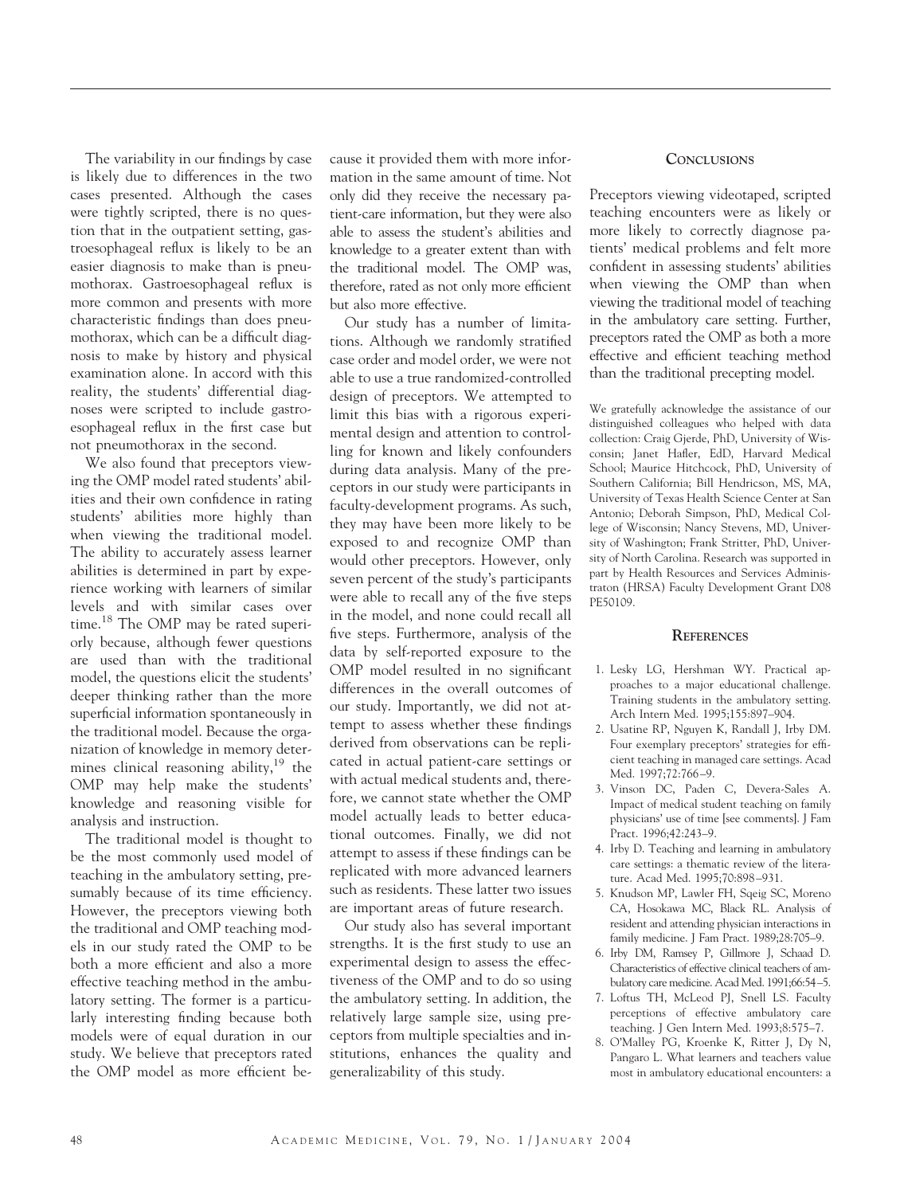The variability in our findings by case is likely due to differences in the two cases presented. Although the cases were tightly scripted, there is no question that in the outpatient setting, gastroesophageal reflux is likely to be an easier diagnosis to make than is pneumothorax. Gastroesophageal reflux is more common and presents with more characteristic findings than does pneumothorax, which can be a difficult diagnosis to make by history and physical examination alone. In accord with this reality, the students' differential diagnoses were scripted to include gastroesophageal reflux in the first case but not pneumothorax in the second.

We also found that preceptors viewing the OMP model rated students' abilities and their own confidence in rating students' abilities more highly than when viewing the traditional model. The ability to accurately assess learner abilities is determined in part by experience working with learners of similar levels and with similar cases over time.[18] The OMP may be rated superiorly because, although fewer questions are used than with the traditional model, the questions elicit the students' deeper thinking rather than the more superficial information spontaneously in the traditional model. Because the organization of knowledge in memory determines clinical reasoning ability,[19] the OMP may help make the students' knowledge and reasoning visible for analysis and instruction.

The traditional model is thought to be the most commonly used model of teaching in the ambulatory setting, presumably because of its time efficiency. However, the preceptors viewing both the traditional and OMP teaching models in our study rated the OMP to be both a more efficient and also a more effective teaching method in the ambulatory setting. The former is a particularly interesting finding because both models were of equal duration in our study. We believe that preceptors rated the OMP model as more efficient because it provided them with more information in the same amount of time. Not only did they receive the necessary patient-care information, but they were also able to assess the student's abilities and knowledge to a greater extent than with the traditional model. The OMP was, therefore, rated as not only more efficient but also more effective.

Our study has a number of limitations. Although we randomly stratified case order and model order, we were not able to use a true randomized-controlled design of preceptors. We attempted to limit this bias with a rigorous experimental design and attention to controlling for known and likely confounders during data analysis. Many of the preceptors in our study were participants in faculty-development programs. As such, they may have been more likely to be exposed to and recognize OMP than would other preceptors. However, only seven percent of the study's participants were able to recall any of the five steps in the model, and none could recall all five steps. Furthermore, analysis of the data by self-reported exposure to the OMP model resulted in no significant differences in the overall outcomes of our study. Importantly, we did not attempt to assess whether these findings derived from observations can be replicated in actual patient-care settings or with actual medical students and, therefore, we cannot state whether the OMP model actually leads to better educational outcomes. Finally, we did not attempt to assess if these findings can be replicated with more advanced learners such as residents. These latter two issues are important areas of future research.

Our study also has several important strengths. It is the first study to use an experimental design to assess the effectiveness of the OMP and to do so using the ambulatory setting. In addition, the relatively large sample size, using preceptors from multiple specialties and institutions, enhances the quality and generalizability of this study.

## Conclusions

Preceptors viewing videotaped, scripted teaching encounters were as likely or more likely to correctly diagnose patients' medical problems and felt more confident in assessing students' abilities when viewing the OMP than when viewing the traditional model of teaching in the ambulatory care setting. Further, preceptors rated the OMP as both a more effective and efficient teaching method than the traditional precepting model.

We gratefully acknowledge the assistance of our distinguished colleagues who helped with data collection: Craig Gjerde, PhD, University of Wisconsin; Janet Hafler, EdD, Harvard Medical School; Maurice Hitchcock, PhD, University of Southern California; Bill Hendricson, MS, MA, University of Texas Health Science Center at San Antonio; Deborah Simpson, PhD, Medical College of Wisconsin; Nancy Stevens, MD, University of Washington; Frank Stritter, PhD, University of North Carolina. Research was supported in part by Health Resources and Services Administraton (HRSA) Faculty Development Grant D08 PE50109.

## References

1. Lesky LG, Hershman WY. Practical approaches to a major educational challenge. Training students in the ambulatory setting. Arch Intern Med. 1995;155:897–904.
2. Usatine RP, Nguyen K, Randall J, Irby DM. Four exemplary preceptors' strategies for efficient teaching in managed care settings. Acad Med. 1997;72:766–9.
3. Vinson DC, Paden C, Devera-Sales A. Impact of medical student teaching on family physicians' use of time [see comments]. J Fam Pract. 1996;42:243–9.
4. Irby D. Teaching and learning in ambulatory care settings: a thematic review of the literature. Acad Med. 1995;70:898–931.
5. Knudson MP, Lawler FH, Sqeig SC, Moreno CA, Hosokawa MC, Black RL. Analysis of resident and attending physician interactions in family medicine. J Fam Pract. 1989;28:705–9.
6. Irby DM, Ramsey P, Gillmore J, Schaad D. Characteristics of effective clinical teachers of ambulatory care medicine. Acad Med. 1991;66:54–5.
7. Loftus TH, McLeod PJ, Snell LS. Faculty perceptions of effective ambulatory care teaching. J Gen Intern Med. 1993;8:575–7.
8. O'Malley PG, Kroenke K, Ritter J, Dy N, Pangaro L. What learners and teachers value most in ambulatory educational encounters: a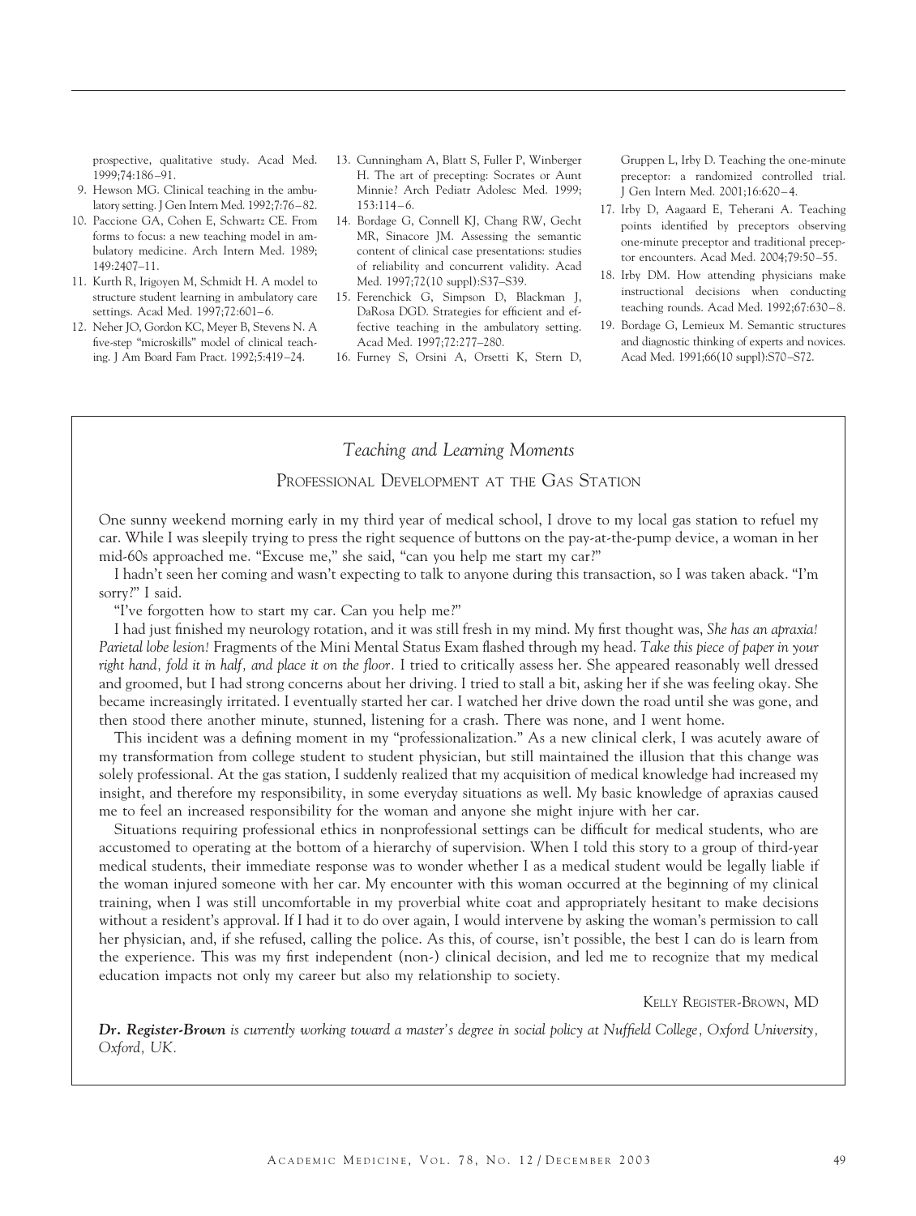prospective, qualitative study. Acad Med. 1999;74:186–91.

9. Hewson MG. Clinical teaching in the ambulatory setting. J Gen Intern Med. 1992;7:76–82.
10. Paccione GA, Cohen E, Schwartz CE. From forms to focus: a new teaching model in ambulatory medicine. Arch Intern Med. 1989; 149:2407–11.
11. Kurth R, Irigoyen M, Schmidt H. A model to structure student learning in ambulatory care settings. Acad Med. 1997;72:601–6.
12. Neher JO, Gordon KC, Meyer B, Stevens N. A five-step "microskills" model of clinical teaching. J Am Board Fam Pract. 1992;5:419–24.
13. Cunningham A, Blatt S, Fuller P, Winberger H. The art of precepting: Socrates or Aunt Minnie? Arch Pediatr Adolesc Med. 1999; 153:114–6.
14. Bordage G, Connell KJ, Chang RW, Gecht MR, Sinacore JM. Assessing the semantic content of clinical case presentations: studies of reliability and concurrent validity. Acad Med. 1997;72(10 suppl):S37–S39.
15. Ferenchick G, Simpson D, Blackman J, DaRosa DGD. Strategies for efficient and effective teaching in the ambulatory setting. Acad Med. 1997;72:277–280.
16. Furney S, Orsini A, Orsetti K, Stern D, Gruppen L, Irby D. Teaching the one-minute preceptor: a randomized controlled trial. J Gen Intern Med. 2001;16:620–4.
17. Irby D, Aagaard E, Teherani A. Teaching points identified by preceptors observing one-minute preceptor and traditional preceptor encounters. Acad Med. 2004;79:50–55.
18. Irby DM. How attending physicians make instructional decisions when conducting teaching rounds. Acad Med. 1992;67:630–8.
19. Bordage G, Lemieux M. Semantic structures and diagnostic thinking of experts and novices. Acad Med. 1991;66(10 suppl):S70–S72.

## *Teaching and Learning Moments*

### Professional Development at the Gas Station

One sunny weekend morning early in my third year of medical school, I drove to my local gas station to refuel my car. While I was sleepily trying to press the right sequence of buttons on the pay-at-the-pump device, a woman in her mid-60s approached me. "Excuse me," she said, "can you help me start my car?"

I hadn't seen her coming and wasn't expecting to talk to anyone during this transaction, so I was taken aback. "I'm sorry?" I said.

"I've forgotten how to start my car. Can you help me?"

I had just finished my neurology rotation, and it was still fresh in my mind. My first thought was, *She has an apraxia! Parietal lobe lesion!* Fragments of the Mini Mental Status Exam flashed through my head. *Take this piece of paper in your right hand, fold it in half, and place it on the floor.* I tried to critically assess her. She appeared reasonably well dressed and groomed, but I had strong concerns about her driving. I tried to stall a bit, asking her if she was feeling okay. She became increasingly irritated. I eventually started her car. I watched her drive down the road until she was gone, and then stood there another minute, stunned, listening for a crash. There was none, and I went home.

This incident was a defining moment in my "professionalization." As a new clinical clerk, I was acutely aware of my transformation from college student to student physician, but still maintained the illusion that this change was solely professional. At the gas station, I suddenly realized that my acquisition of medical knowledge had increased my insight, and therefore my responsibility, in some everyday situations as well. My basic knowledge of apraxias caused me to feel an increased responsibility for the woman and anyone she might injure with her car.

Situations requiring professional ethics in nonprofessional settings can be difficult for medical students, who are accustomed to operating at the bottom of a hierarchy of supervision. When I told this story to a group of third-year medical students, their immediate response was to wonder whether I as a medical student would be legally liable if the woman injured someone with her car. My encounter with this woman occurred at the beginning of my clinical training, when I was still uncomfortable in my proverbial white coat and appropriately hesitant to make decisions without a resident's approval. If I had it to do over again, I would intervene by asking the woman's permission to call her physician, and, if she refused, calling the police. As this, of course, isn't possible, the best I can do is learn from the experience. This was my first independent (non-) clinical decision, and led me to recognize that my medical education impacts not only my career but also my relationship to society.

Kelly Register-Brown, MD

***Dr. Register-Brown*** *is currently working toward a master's degree in social policy at Nuffield College, Oxford University, Oxford, UK.*